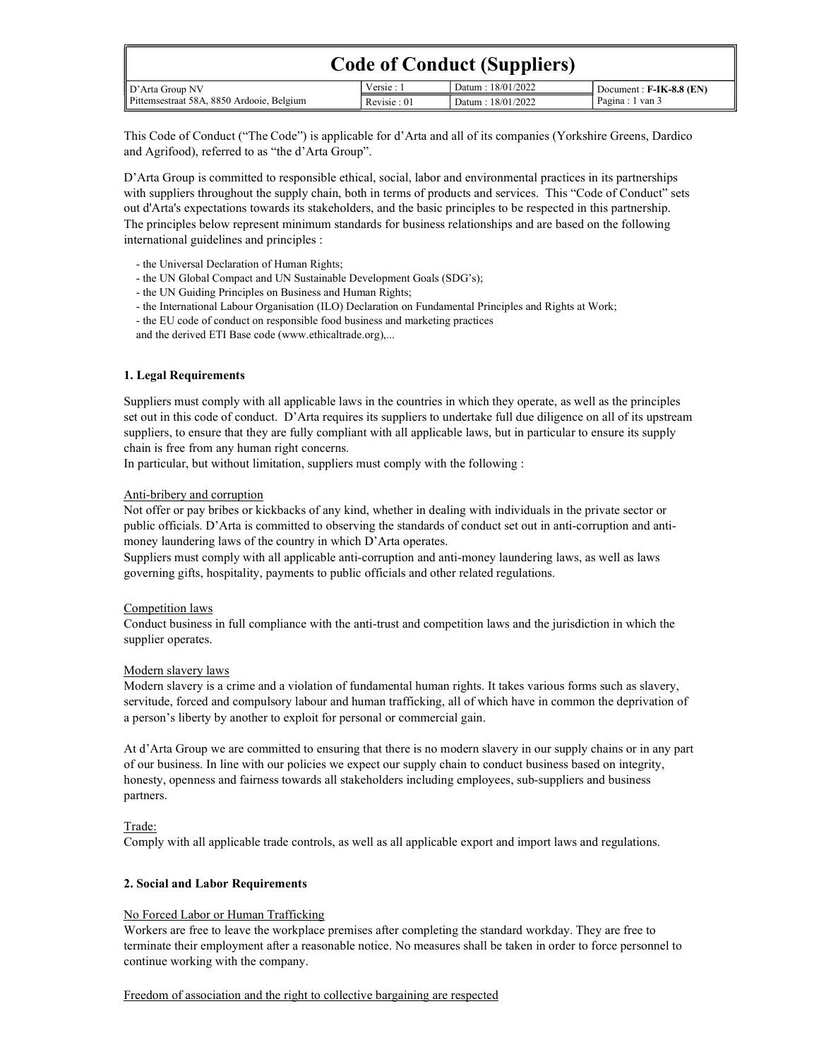# Code of Conduct (Suppliers)

| D'Arta Group NV | Versie : 1 | Datum : 18/01/2022 | Document : **F-IK-8.8 (EN)** |
|---|---|---|---|
| Pittemsestraat 58A, 8850 Ardooie, Belgium | Revisie : 01 | Datum : 18/01/2022 | |

This Code of Conduct ("The Code") is applicable for d'Arta and all of its companies (Yorkshire Greens, Dardico and Agrifood), referred to as "the d'Arta Group".

D'Arta Group is committed to responsible ethical, social, labor and environmental practices in its partnerships with suppliers throughout the supply chain, both in terms of products and services. This "Code of Conduct" sets out d'Arta's expectations towards its stakeholders, and the basic principles to be respected in this partnership. The principles below represent minimum standards for business relationships and are based on the following international guidelines and principles :

- the Universal Declaration of Human Rights;
- the UN Global Compact and UN Sustainable Development Goals (SDG's);
- the UN Guiding Principles on Business and Human Rights;
- the International Labour Organisation (ILO) Declaration on Fundamental Principles and Rights at Work;
- the EU code of conduct on responsible food business and marketing practices

and the derived ETI Base code (www.ethicaltrade.org),...

### 1. Legal Requirements

Suppliers must comply with all applicable laws in the countries in which they operate, as well as the principles set out in this code of conduct. D'Arta requires its suppliers to undertake full due diligence on all of its upstream suppliers, to ensure that they are fully compliant with all applicable laws, but in particular to ensure its supply chain is free from any human right concerns.
In particular, but without limitation, suppliers must comply with the following :

<u>Anti-bribery and corruption</u>
Not offer or pay bribes or kickbacks of any kind, whether in dealing with individuals in the private sector or public officials. D'Arta is committed to observing the standards of conduct set out in anti-corruption and anti-money laundering laws of the country in which D'Arta operates.
Suppliers must comply with all applicable anti-corruption and anti-money laundering laws, as well as laws governing gifts, hospitality, payments to public officials and other related regulations.

<u>Competition laws</u>
Conduct business in full compliance with the anti-trust and competition laws and the jurisdiction in which the supplier operates.

<u>Modern slavery laws</u>
Modern slavery is a crime and a violation of fundamental human rights. It takes various forms such as slavery, servitude, forced and compulsory labour and human trafficking, all of which have in common the deprivation of a person's liberty by another to exploit for personal or commercial gain.

At d'Arta Group we are committed to ensuring that there is no modern slavery in our supply chains or in any part of our business. In line with our policies we expect our supply chain to conduct business based on integrity, honesty, openness and fairness towards all stakeholders including employees, sub-suppliers and business partners.

<u>Trade:</u>
Comply with all applicable trade controls, as well as all applicable export and import laws and regulations.

### 2. Social and Labor Requirements

<u>No Forced Labor or Human Trafficking</u>
Workers are free to leave the workplace premises after completing the standard workday. They are free to terminate their employment after a reasonable notice. No measures shall be taken in order to force personnel to continue working with the company.

<u>Freedom of association and the right to collective bargaining are respected</u>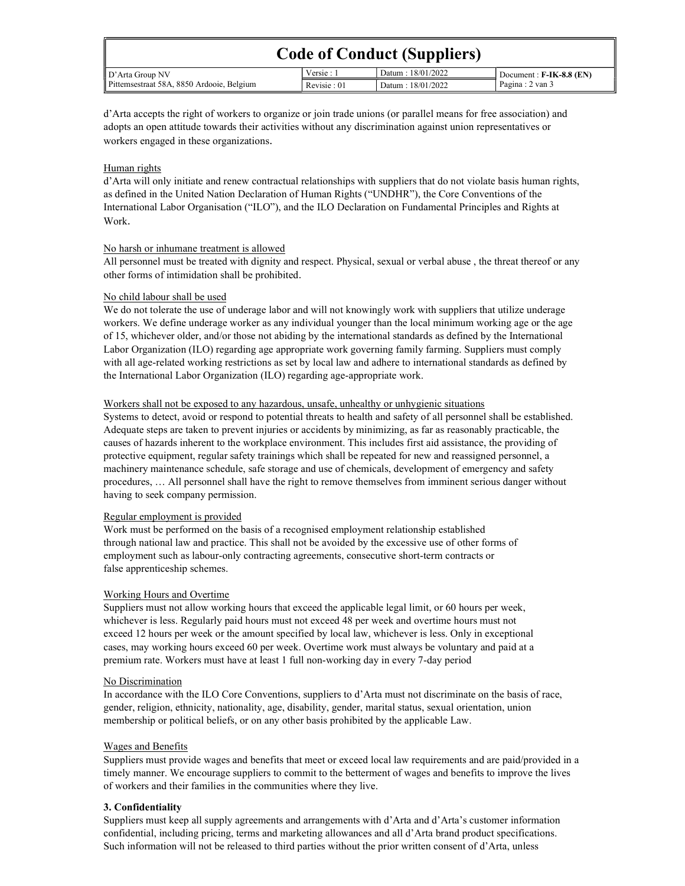d'Arta accepts the right of workers to organize or join trade unions (or parallel means for free association) and adopts an open attitude towards their activities without any discrimination against union representatives or workers engaged in these organizations.

Human rights

d'Arta will only initiate and renew contractual relationships with suppliers that do not violate basis human rights, as defined in the United Nation Declaration of Human Rights ("UNDHR"), the Core Conventions of the International Labor Organisation ("ILO"), and the ILO Declaration on Fundamental Principles and Rights at Work.

No harsh or inhumane treatment is allowed

All personnel must be treated with dignity and respect. Physical, sexual or verbal abuse , the threat thereof or any other forms of intimidation shall be prohibited.

No child labour shall be used

We do not tolerate the use of underage labor and will not knowingly work with suppliers that utilize underage workers. We define underage worker as any individual younger than the local minimum working age or the age of 15, whichever older, and/or those not abiding by the international standards as defined by the International Labor Organization (ILO) regarding age appropriate work governing family farming. Suppliers must comply with all age-related working restrictions as set by local law and adhere to international standards as defined by the International Labor Organization (ILO) regarding age-appropriate work.

Workers shall not be exposed to any hazardous, unsafe, unhealthy or unhygienic situations

Systems to detect, avoid or respond to potential threats to health and safety of all personnel shall be established. Adequate steps are taken to prevent injuries or accidents by minimizing, as far as reasonably practicable, the causes of hazards inherent to the workplace environment. This includes first aid assistance, the providing of protective equipment, regular safety trainings which shall be repeated for new and reassigned personnel, a machinery maintenance schedule, safe storage and use of chemicals, development of emergency and safety procedures, … All personnel shall have the right to remove themselves from imminent serious danger without having to seek company permission.

Regular employment is provided

Work must be performed on the basis of a recognised employment relationship established through national law and practice. This shall not be avoided by the excessive use of other forms of employment such as labour-only contracting agreements, consecutive short-term contracts or false apprenticeship schemes.

Working Hours and Overtime

Suppliers must not allow working hours that exceed the applicable legal limit, or 60 hours per week, whichever is less. Regularly paid hours must not exceed 48 per week and overtime hours must not exceed 12 hours per week or the amount specified by local law, whichever is less. Only in exceptional cases, may working hours exceed 60 per week. Overtime work must always be voluntary and paid at a premium rate. Workers must have at least 1 full non-working day in every 7-day period

No Discrimination

In accordance with the ILO Core Conventions, suppliers to d'Arta must not discriminate on the basis of race, gender, religion, ethnicity, nationality, age, disability, gender, marital status, sexual orientation, union membership or political beliefs, or on any other basis prohibited by the applicable Law.

Wages and Benefits

Suppliers must provide wages and benefits that meet or exceed local law requirements and are paid/provided in a timely manner. We encourage suppliers to commit to the betterment of wages and benefits to improve the lives of workers and their families in the communities where they live.

**3. Confidentiality**

Suppliers must keep all supply agreements and arrangements with d'Arta and d'Arta's customer information confidential, including pricing, terms and marketing allowances and all d'Arta brand product specifications. Such information will not be released to third parties without the prior written consent of d'Arta, unless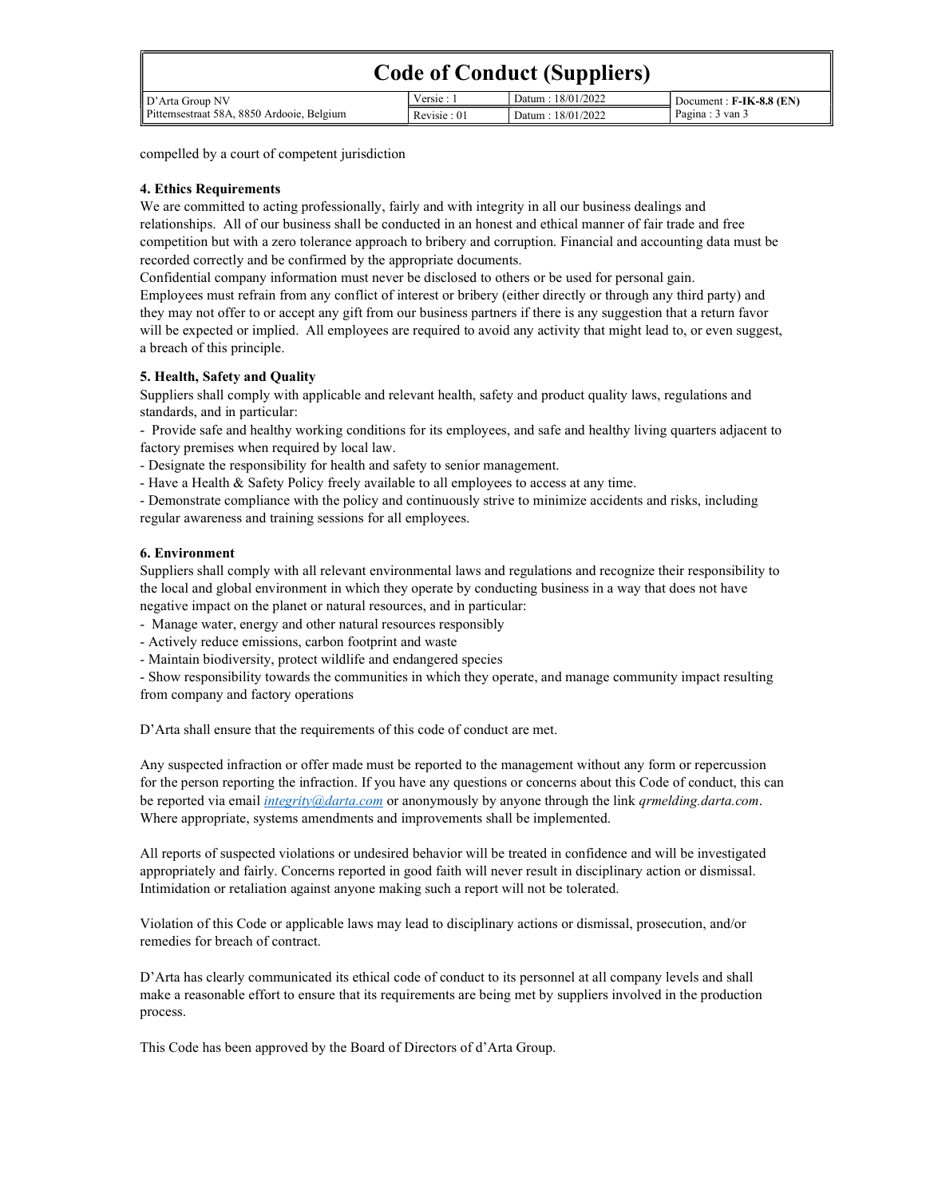compelled by a court of competent jurisdiction

**4. Ethics Requirements**

We are committed to acting professionally, fairly and with integrity in all our business dealings and relationships. All of our business shall be conducted in an honest and ethical manner of fair trade and free competition but with a zero tolerance approach to bribery and corruption. Financial and accounting data must be recorded correctly and be confirmed by the appropriate documents.

Confidential company information must never be disclosed to others or be used for personal gain.

Employees must refrain from any conflict of interest or bribery (either directly or through any third party) and they may not offer to or accept any gift from our business partners if there is any suggestion that a return favor will be expected or implied. All employees are required to avoid any activity that might lead to, or even suggest, a breach of this principle.

**5. Health, Safety and Quality**

Suppliers shall comply with applicable and relevant health, safety and product quality laws, regulations and standards, and in particular:

- Provide safe and healthy working conditions for its employees, and safe and healthy living quarters adjacent to factory premises when required by local law.
- Designate the responsibility for health and safety to senior management.
- Have a Health & Safety Policy freely available to all employees to access at any time.
- Demonstrate compliance with the policy and continuously strive to minimize accidents and risks, including regular awareness and training sessions for all employees.

**6. Environment**

Suppliers shall comply with all relevant environmental laws and regulations and recognize their responsibility to the local and global environment in which they operate by conducting business in a way that does not have negative impact on the planet or natural resources, and in particular:

- Manage water, energy and other natural resources responsibly
- Actively reduce emissions, carbon footprint and waste
- Maintain biodiversity, protect wildlife and endangered species
- Show responsibility towards the communities in which they operate, and manage community impact resulting from company and factory operations

D'Arta shall ensure that the requirements of this code of conduct are met.

Any suspected infraction or offer made must be reported to the management without any form or repercussion for the person reporting the infraction. If you have any questions or concerns about this Code of conduct, this can be reported via email [integrity@darta.com](mailto:integrity@darta.com) or anonymously by anyone through the link *qrmelding.darta.com*. Where appropriate, systems amendments and improvements shall be implemented.

All reports of suspected violations or undesired behavior will be treated in confidence and will be investigated appropriately and fairly. Concerns reported in good faith will never result in disciplinary action or dismissal. Intimidation or retaliation against anyone making such a report will not be tolerated.

Violation of this Code or applicable laws may lead to disciplinary actions or dismissal, prosecution, and/or remedies for breach of contract.

D'Arta has clearly communicated its ethical code of conduct to its personnel at all company levels and shall make a reasonable effort to ensure that its requirements are being met by suppliers involved in the production process.

This Code has been approved by the Board of Directors of d'Arta Group.